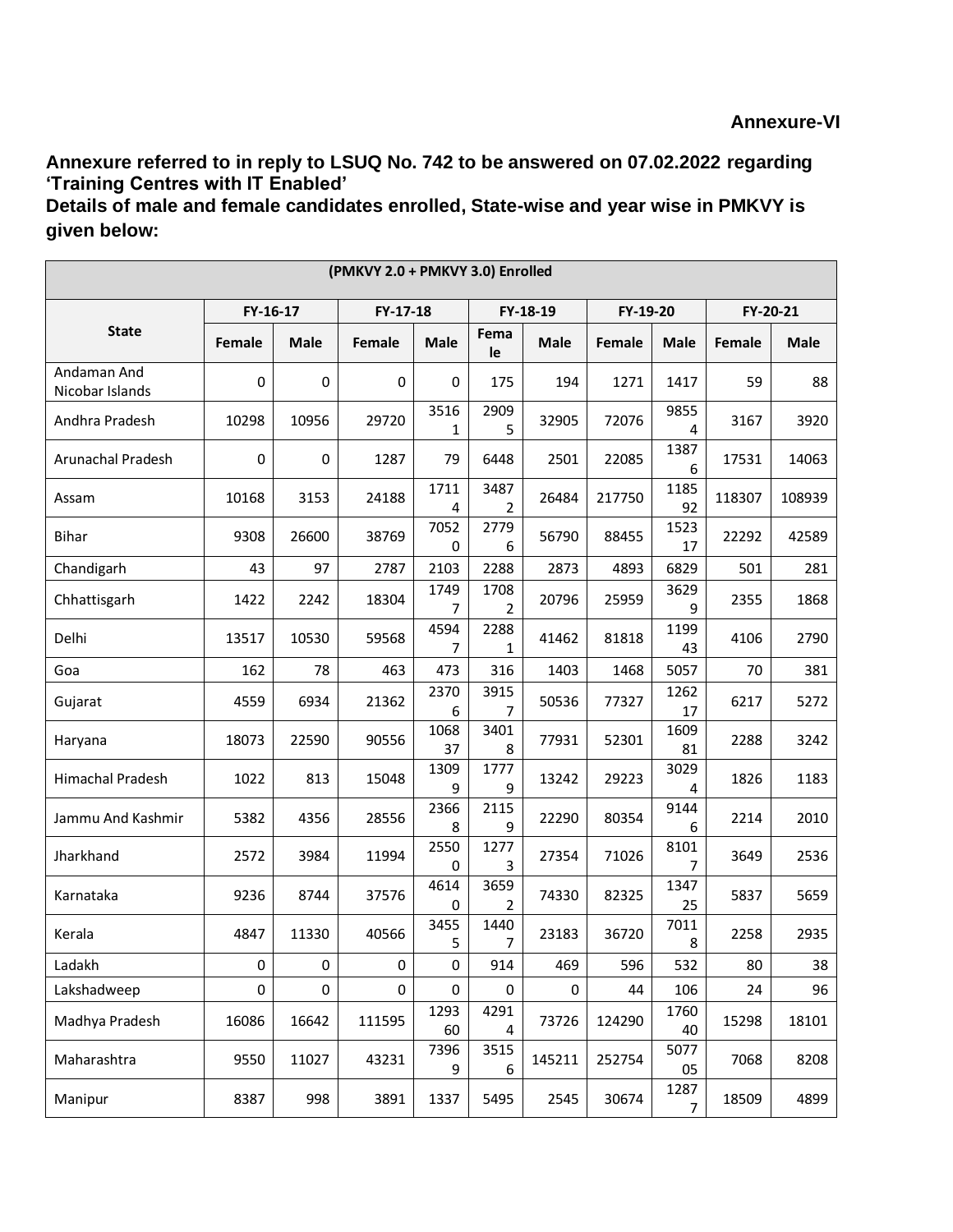Annexure-VI

**Annexure referred to in reply to LSUQ No. 742 to be answered on 07.02.2022 regarding 'Training Centres with IT Enabled'**

**Details of male and female candidates enrolled, State-wise and year wise in PMKVY is given below:**

| (PMKVY 2.0 + PMKVY 3.0) Enrolled | | | | | | | | | | |
|---|---|---|---|---|---|---|---|---|---|---|
| State | FY-16-17 | | FY-17-18 | | FY-18-19 | | FY-19-20 | | FY-20-21 | |
| | Female | Male | Female | Male | Female | Male | Female | Male | Female | Male |
| Andaman And Nicobar Islands | 0 | 0 | 0 | 0 | 175 | 194 | 1271 | 1417 | 59 | 88 |
| Andhra Pradesh | 10298 | 10956 | 29720 | 35161 | 29095 | 32905 | 72076 | 98554 | 3167 | 3920 |
| Arunachal Pradesh | 0 | 0 | 1287 | 79 | 6448 | 2501 | 22085 | 13876 | 17531 | 14063 |
| Assam | 10168 | 3153 | 24188 | 17114 | 34872 | 26484 | 217750 | 118592 | 118307 | 108939 |
| Bihar | 9308 | 26600 | 38769 | 70520 | 27796 | 56790 | 88455 | 152317 | 22292 | 42589 |
| Chandigarh | 43 | 97 | 2787 | 2103 | 2288 | 2873 | 4893 | 6829 | 501 | 281 |
| Chhattisgarh | 1422 | 2242 | 18304 | 17497 | 17082 | 20796 | 25959 | 36299 | 2355 | 1868 |
| Delhi | 13517 | 10530 | 59568 | 45947 | 22881 | 41462 | 81818 | 119943 | 4106 | 2790 |
| Goa | 162 | 78 | 463 | 473 | 316 | 1403 | 1468 | 5057 | 70 | 381 |
| Gujarat | 4559 | 6934 | 21362 | 23706 | 39157 | 50536 | 77327 | 126217 | 6217 | 5272 |
| Haryana | 18073 | 22590 | 90556 | 106837 | 34018 | 77931 | 52301 | 160981 | 2288 | 3242 |
| Himachal Pradesh | 1022 | 813 | 15048 | 13099 | 17779 | 13242 | 29223 | 30294 | 1826 | 1183 |
| Jammu And Kashmir | 5382 | 4356 | 28556 | 23668 | 21159 | 22290 | 80354 | 91446 | 2214 | 2010 |
| Jharkhand | 2572 | 3984 | 11994 | 25500 | 12773 | 27354 | 71026 | 81017 | 3649 | 2536 |
| Karnataka | 9236 | 8744 | 37576 | 46140 | 36592 | 74330 | 82325 | 134725 | 5837 | 5659 |
| Kerala | 4847 | 11330 | 40566 | 34555 | 14407 | 23183 | 36720 | 70118 | 2258 | 2935 |
| Ladakh | 0 | 0 | 0 | 0 | 914 | 469 | 596 | 532 | 80 | 38 |
| Lakshadweep | 0 | 0 | 0 | 0 | 0 | 0 | 44 | 106 | 24 | 96 |
| Madhya Pradesh | 16086 | 16642 | 111595 | 129360 | 42914 | 73726 | 124290 | 176040 | 15298 | 18101 |
| Maharashtra | 9550 | 11027 | 43231 | 73969 | 35156 | 145211 | 252754 | 507705 | 7068 | 8208 |
| Manipur | 8387 | 998 | 3891 | 1337 | 5495 | 2545 | 30674 | 12877 | 18509 | 4899 |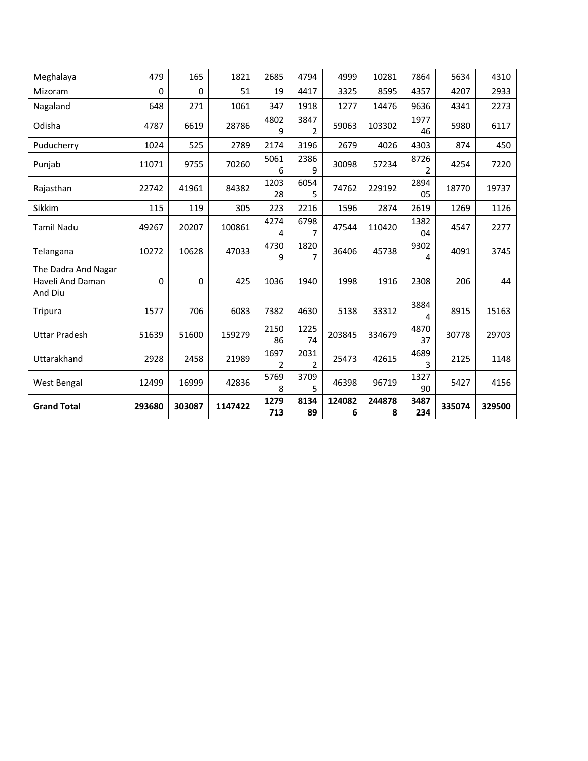| | | | | | | | | | | |
|---|---|---|---|---|---|---|---|---|---|---|
| Meghalaya | 479 | 165 | 1821 | 2685 | 4794 | 4999 | 10281 | 7864 | 5634 | 4310 |
| Mizoram | 0 | 0 | 51 | 19 | 4417 | 3325 | 8595 | 4357 | 4207 | 2933 |
| Nagaland | 648 | 271 | 1061 | 347 | 1918 | 1277 | 14476 | 9636 | 4341 | 2273 |
| Odisha | 4787 | 6619 | 28786 | 48029 | 38472 | 59063 | 103302 | 197746 | 5980 | 6117 |
| Puducherry | 1024 | 525 | 2789 | 2174 | 3196 | 2679 | 4026 | 4303 | 874 | 450 |
| Punjab | 11071 | 9755 | 70260 | 50616 | 23869 | 30098 | 57234 | 87262 | 4254 | 7220 |
| Rajasthan | 22742 | 41961 | 84382 | 120328 | 60545 | 74762 | 229192 | 289405 | 18770 | 19737 |
| Sikkim | 115 | 119 | 305 | 223 | 2216 | 1596 | 2874 | 2619 | 1269 | 1126 |
| Tamil Nadu | 49267 | 20207 | 100861 | 42744 | 67987 | 47544 | 110420 | 138204 | 4547 | 2277 |
| Telangana | 10272 | 10628 | 47033 | 47309 | 18207 | 36406 | 45738 | 93024 | 4091 | 3745 |
| The Dadra And Nagar Haveli And Daman And Diu | 0 | 0 | 425 | 1036 | 1940 | 1998 | 1916 | 2308 | 206 | 44 |
| Tripura | 1577 | 706 | 6083 | 7382 | 4630 | 5138 | 33312 | 38844 | 8915 | 15163 |
| Uttar Pradesh | 51639 | 51600 | 159279 | 215086 | 122574 | 203845 | 334679 | 487037 | 30778 | 29703 |
| Uttarakhand | 2928 | 2458 | 21989 | 16972 | 20312 | 25473 | 42615 | 46893 | 2125 | 1148 |
| West Bengal | 12499 | 16999 | 42836 | 57698 | 37095 | 46398 | 96719 | 132790 | 5427 | 4156 |
| **Grand Total** | **293680** | **303087** | **1147422** | **1279713** | **813489** | **1240826** | **2448788** | **3487234** | **335074** | **329500** |